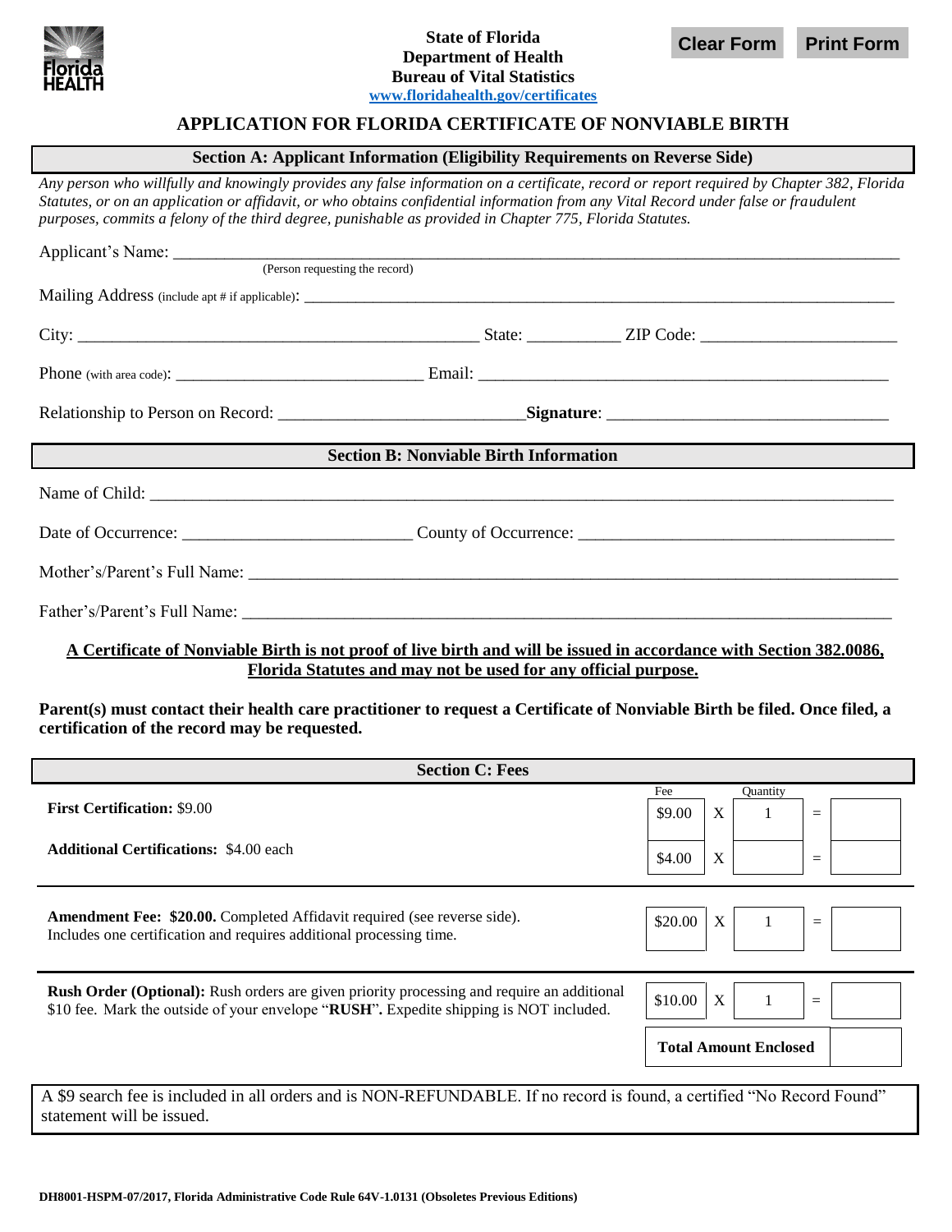State of Florida
Department of Health
Bureau of Vital Statistics
www.floridahealth.gov/certificates

Clear Form Print Form

# APPLICATION FOR FLORIDA CERTIFICATE OF NONVIABLE BIRTH

## Section A: Applicant Information (Eligibility Requirements on Reverse Side)

*Any person who willfully and knowingly provides any false information on a certificate, record or report required by Chapter 382, Florida Statutes, or on an application or affidavit, or who obtains confidential information from any Vital Record under false or fraudulent purposes, commits a felony of the third degree, punishable as provided in Chapter 775, Florida Statutes.*

Applicant's Name: ______________________________
(Person requesting the record)

Mailing Address (include apt # if applicable): ______________________________

City: ______________________ State: __________ ZIP Code: ______________

Phone (with area code): ______________________ Email: ______________________

Relationship to Person on Record: ______________________ **Signature**: ______________________

## Section B: Nonviable Birth Information

Name of Child: ______________________________

Date of Occurrence: ______________________ County of Occurrence: ______________________

Mother's/Parent's Full Name: ______________________________

Father's/Parent's Full Name: ______________________________

**A Certificate of Nonviable Birth is not proof of live birth and will be issued in accordance with Section 382.0086, Florida Statutes and may not be used for any official purpose.**

**Parent(s) must contact their health care practitioner to request a Certificate of Nonviable Birth be filed. Once filed, a certification of the record may be requested.**

## Section C: Fees

| | Fee | | Quantity | | |
|---|---|---|---|---|---|
| **First Certification:** $9.00 | $9.00 | X | 1 | = | |
| **Additional Certifications:** $4.00 each | $4.00 | X | | = | |
| **Amendment Fee: $20.00.** Completed Affidavit required (see reverse side). Includes one certification and requires additional processing time. | $20.00 | X | 1 | = | |
| **Rush Order (Optional):** Rush orders are given priority processing and require an additional $10 fee. Mark the outside of your envelope "**RUSH**"**.** Expedite shipping is NOT included. | $10.00 | X | 1 | = | |
| | **Total Amount Enclosed** | | | | |

A $9 search fee is included in all orders and is NON-REFUNDABLE. If no record is found, a certified "No Record Found" statement will be issued.

DH8001-HSPM-07/2017, Florida Administrative Code Rule 64V-1.0131 (Obsoletes Previous Editions)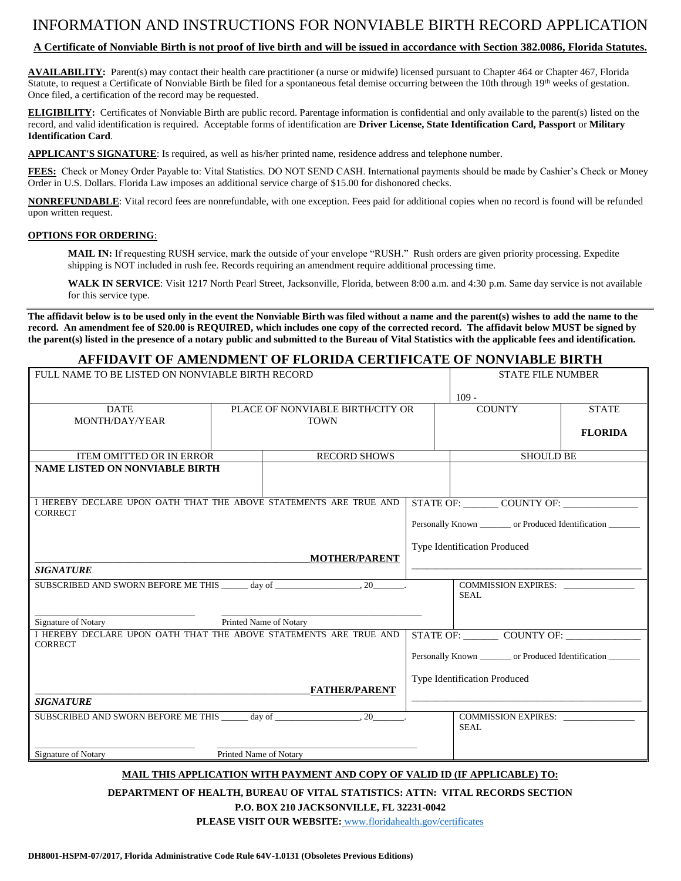# INFORMATION AND INSTRUCTIONS FOR NONVIABLE BIRTH RECORD APPLICATION

**A Certificate of Nonviable Birth is not proof of live birth and will be issued in accordance with Section 382.0086, Florida Statutes.**

**AVAILABILITY:** Parent(s) may contact their health care practitioner (a nurse or midwife) licensed pursuant to Chapter 464 or Chapter 467, Florida Statute, to request a Certificate of Nonviable Birth be filed for a spontaneous fetal demise occurring between the 10th through 19th weeks of gestation. Once filed, a certification of the record may be requested.

**ELIGIBILITY:** Certificates of Nonviable Birth are public record. Parentage information is confidential and only available to the parent(s) listed on the record, and valid identification is required. Acceptable forms of identification are **Driver License, State Identification Card, Passport** or **Military Identification Card**.

**APPLICANT'S SIGNATURE**: Is required, as well as his/her printed name, residence address and telephone number.

**FEES:** Check or Money Order Payable to: Vital Statistics. DO NOT SEND CASH. International payments should be made by Cashier's Check or Money Order in U.S. Dollars. Florida Law imposes an additional service charge of $15.00 for dishonored checks.

**NONREFUNDABLE**: Vital record fees are nonrefundable, with one exception. Fees paid for additional copies when no record is found will be refunded upon written request.

**OPTIONS FOR ORDERING**:

**MAIL IN:** If requesting RUSH service, mark the outside of your envelope "RUSH." Rush orders are given priority processing. Expedite shipping is NOT included in rush fee. Records requiring an amendment require additional processing time.

**WALK IN SERVICE**: Visit 1217 North Pearl Street, Jacksonville, Florida, between 8:00 a.m. and 4:30 p.m. Same day service is not available for this service type.

**The affidavit below is to be used only in the event the Nonviable Birth was filed without a name and the parent(s) wishes to add the name to the record. An amendment fee of $20.00 is REQUIRED, which includes one copy of the corrected record. The affidavit below MUST be signed by the parent(s) listed in the presence of a notary public and submitted to the Bureau of Vital Statistics with the applicable fees and identification.**

## AFFIDAVIT OF AMENDMENT OF FLORIDA CERTIFICATE OF NONVIABLE BIRTH

| FULL NAME TO BE LISTED ON NONVIABLE BIRTH RECORD | | STATE FILE NUMBER | |
|---|---|---|---|
| | | 109 - | |
| DATE MONTH/DAY/YEAR | PLACE OF NONVIABLE BIRTH/CITY OR TOWN | COUNTY | STATE **FLORIDA** |

| ITEM OMITTED OR IN ERROR | RECORD SHOWS | SHOULD BE |
|---|---|---|
| **NAME LISTED ON NONVIABLE BIRTH** | | |

I HEREBY DECLARE UPON OATH THAT THE ABOVE STATEMENTS ARE TRUE AND CORRECT

STATE OF: _______ COUNTY OF: _______________

Personally Known _______ or Produced Identification _______

Type Identification Produced

_______________________________________________

_______________________________________________ **MOTHER/PARENT**

***SIGNATURE***

SUBSCRIBED AND SWORN BEFORE ME THIS ______ day of __________________, 20_______.

COMMISSION EXPIRES: _______________

SEAL

Signature of Notary ________________ Printed Name of Notary ________________

I HEREBY DECLARE UPON OATH THAT THE ABOVE STATEMENTS ARE TRUE AND CORRECT

STATE OF: _______ COUNTY OF: _______________

Personally Known _______ or Produced Identification _______

Type Identification Produced

_______________________________________________

_______________________________________________ **FATHER/PARENT**

***SIGNATURE***

SUBSCRIBED AND SWORN BEFORE ME THIS ______ day of __________________, 20_______.

COMMISSION EXPIRES: _______________

SEAL

Signature of Notary ________________ Printed Name of Notary ________________

**MAIL THIS APPLICATION WITH PAYMENT AND COPY OF VALID ID (IF APPLICABLE) TO:**

**DEPARTMENT OF HEALTH, BUREAU OF VITAL STATISTICS: ATTN: VITAL RECORDS SECTION**

**P.O. BOX 210 JACKSONVILLE, FL 32231-0042**

**PLEASE VISIT OUR WEBSITE:** www.floridahealth.gov/certificates

**DH8001-HSPM-07/2017, Florida Administrative Code Rule 64V-1.0131 (Obsoletes Previous Editions)**